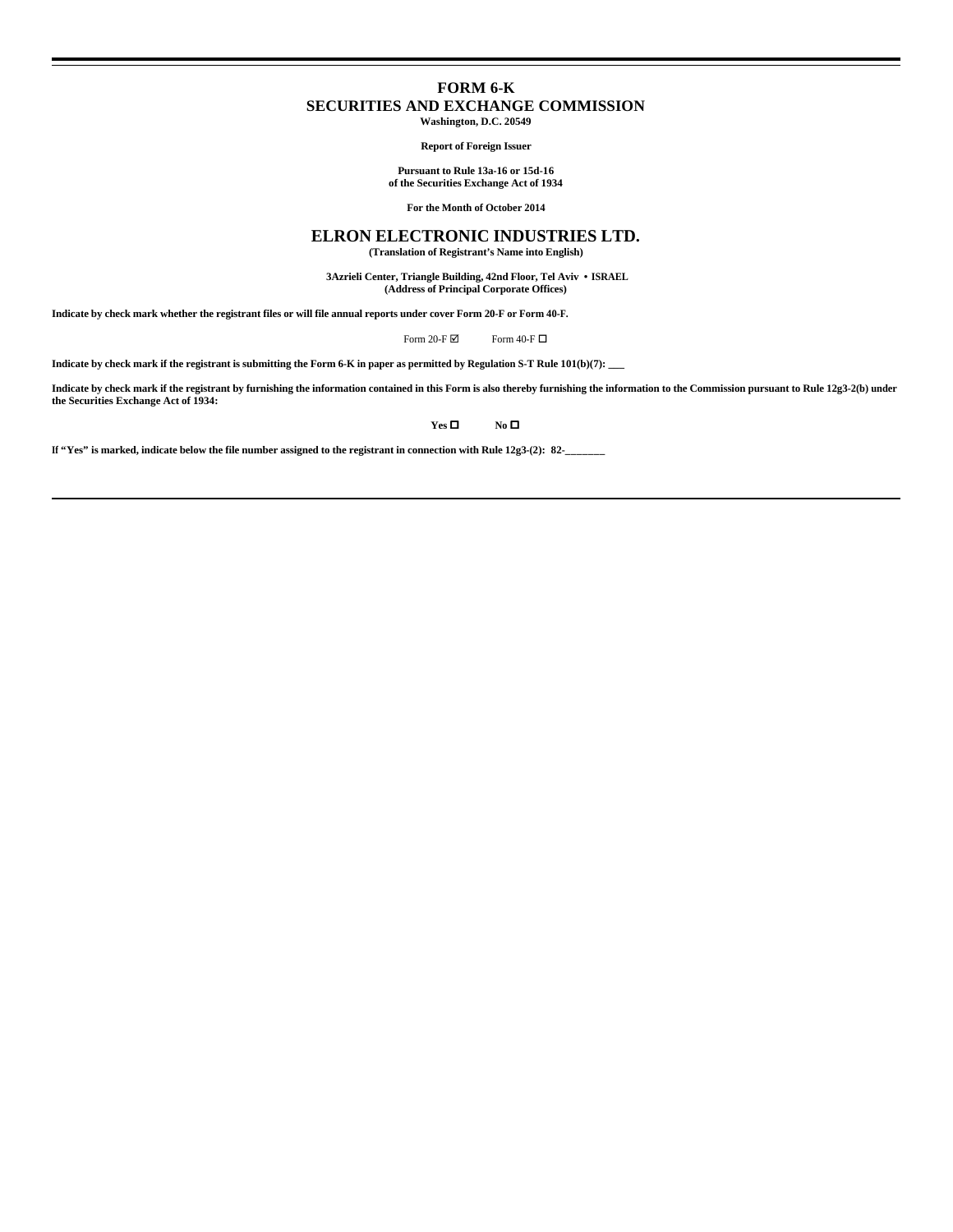# FORM 6-K

## SECURITIES AND EXCHANGE COMMISSION

**Washington, D.C. 20549**

**Report of Foreign Issuer**

**Pursuant to Rule 13a-16 or 15d-16**
**of the Securities Exchange Act of 1934**

**For the Month of October 2014**

## ELRON ELECTRONIC INDUSTRIES LTD.

**(Translation of Registrant's Name into English)**

**3Azrieli Center, Triangle Building, 42nd Floor, Tel Aviv • ISRAEL**
**(Address of Principal Corporate Offices)**

**Indicate by check mark whether the registrant files or will file annual reports under cover Form 20-F or Form 40-F.**

Form 20-F ☑ Form 40-F ☐

**Indicate by check mark if the registrant is submitting the Form 6-K in paper as permitted by Regulation S-T Rule 101(b)(7): \_\_\_**

**Indicate by check mark if the registrant by furnishing the information contained in this Form is also thereby furnishing the information to the Commission pursuant to Rule 12g3-2(b) under the Securities Exchange Act of 1934:**

**Yes** ☐ **No** ☐

**If "Yes" is marked, indicate below the file number assigned to the registrant in connection with Rule 12g3-(2): 82-\_\_\_\_\_\_\_**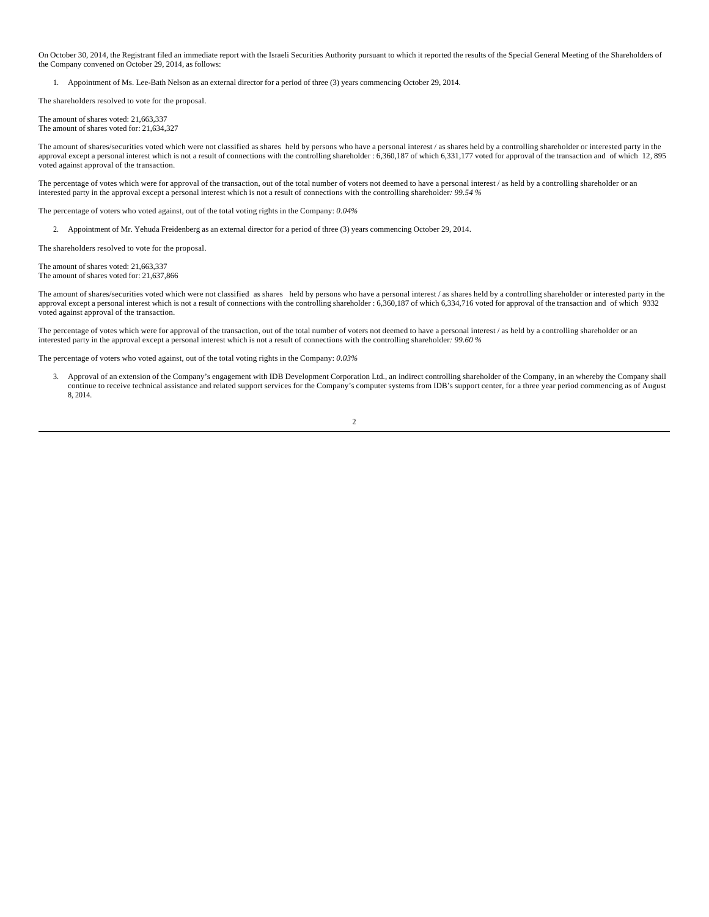On October 30, 2014, the Registrant filed an immediate report with the Israeli Securities Authority pursuant to which it reported the results of the Special General Meeting of the Shareholders of the Company convened on October 29, 2014, as follows:

1. Appointment of Ms. Lee-Bath Nelson as an external director for a period of three (3) years commencing October 29, 2014.

The shareholders resolved to vote for the proposal.

The amount of shares voted: 21,663,337
The amount of shares voted for: 21,634,327

The amount of shares/securities voted which were not classified as shares held by persons who have a personal interest / as shares held by a controlling shareholder or interested party in the approval except a personal interest which is not a result of connections with the controlling shareholder : 6,360,187 of which 6,331,177 voted for approval of the transaction and of which 12, 895 voted against approval of the transaction.

The percentage of votes which were for approval of the transaction, out of the total number of voters not deemed to have a personal interest / as held by a controlling shareholder or an interested party in the approval except a personal interest which is not a result of connections with the controlling shareholder*: 99.54 %*

The percentage of voters who voted against, out of the total voting rights in the Company: *0.04%*

2. Appointment of Mr. Yehuda Freidenberg as an external director for a period of three (3) years commencing October 29, 2014.

The shareholders resolved to vote for the proposal.

The amount of shares voted: 21,663,337
The amount of shares voted for: 21,637,866

The amount of shares/securities voted which were not classified as shares held by persons who have a personal interest / as shares held by a controlling shareholder or interested party in the approval except a personal interest which is not a result of connections with the controlling shareholder : 6,360,187 of which 6,334,716 voted for approval of the transaction and of which 9332 voted against approval of the transaction.

The percentage of votes which were for approval of the transaction, out of the total number of voters not deemed to have a personal interest / as held by a controlling shareholder or an interested party in the approval except a personal interest which is not a result of connections with the controlling shareholder*: 99.60 %*

The percentage of voters who voted against, out of the total voting rights in the Company: *0.03%*

3. Approval of an extension of the Company's engagement with IDB Development Corporation Ltd., an indirect controlling shareholder of the Company, in an whereby the Company shall continue to receive technical assistance and related support services for the Company's computer systems from IDB's support center, for a three year period commencing as of August 8, 2014.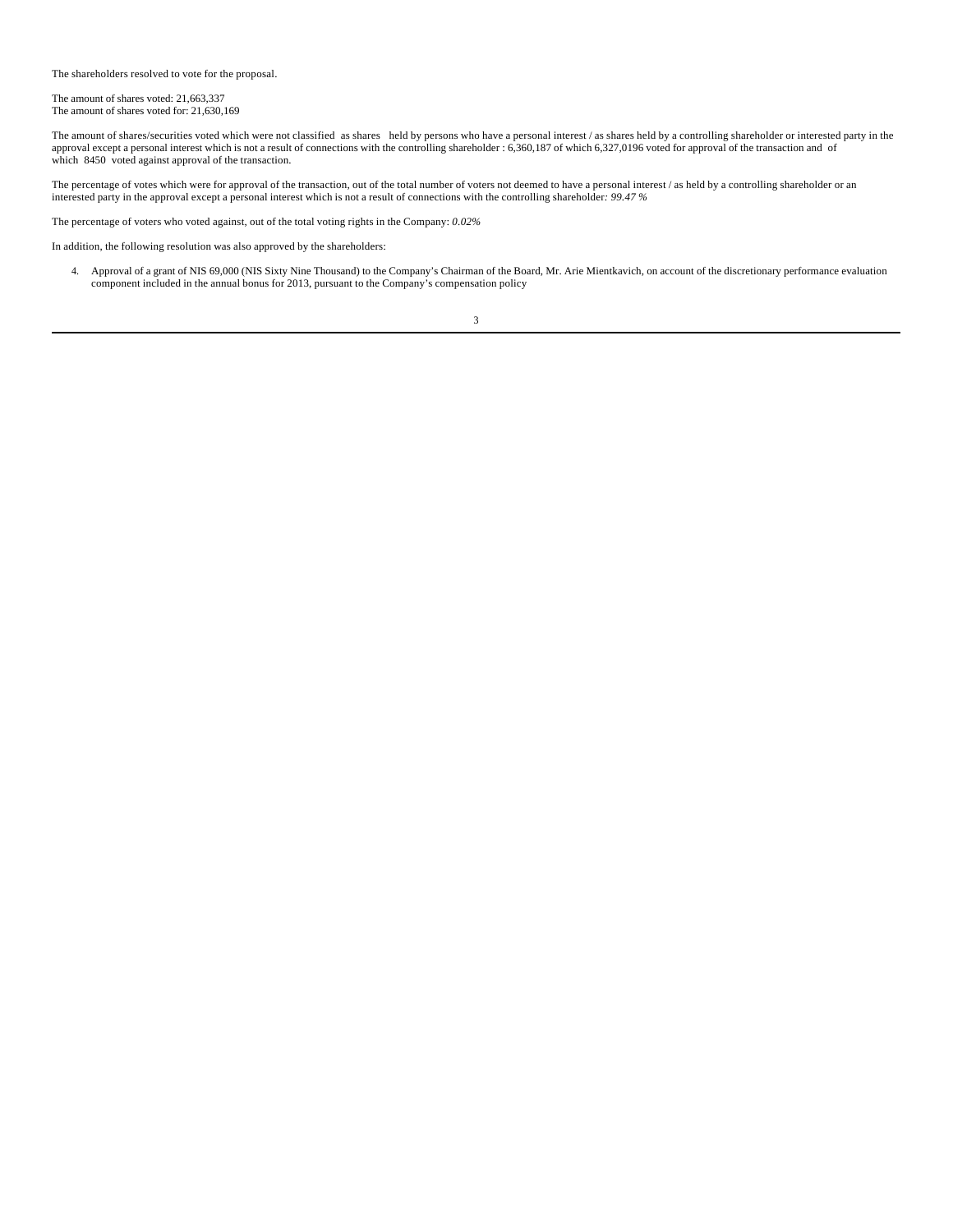The shareholders resolved to vote for the proposal.

The amount of shares voted: 21,663,337
The amount of shares voted for: 21,630,169

The amount of shares/securities voted which were not classified as shares held by persons who have a personal interest / as shares held by a controlling shareholder or interested party in the approval except a personal interest which is not a result of connections with the controlling shareholder : 6,360,187 of which 6,327,0196 voted for approval of the transaction and of which 8450 voted against approval of the transaction.

The percentage of votes which were for approval of the transaction, out of the total number of voters not deemed to have a personal interest / as held by a controlling shareholder or an interested party in the approval except a personal interest which is not a result of connections with the controlling shareholder*: 99.47 %*

The percentage of voters who voted against, out of the total voting rights in the Company: *0.02%*

In addition, the following resolution was also approved by the shareholders:

4. Approval of a grant of NIS 69,000 (NIS Sixty Nine Thousand) to the Company's Chairman of the Board, Mr. Arie Mientkavich, on account of the discretionary performance evaluation component included in the annual bonus for 2013, pursuant to the Company's compensation policy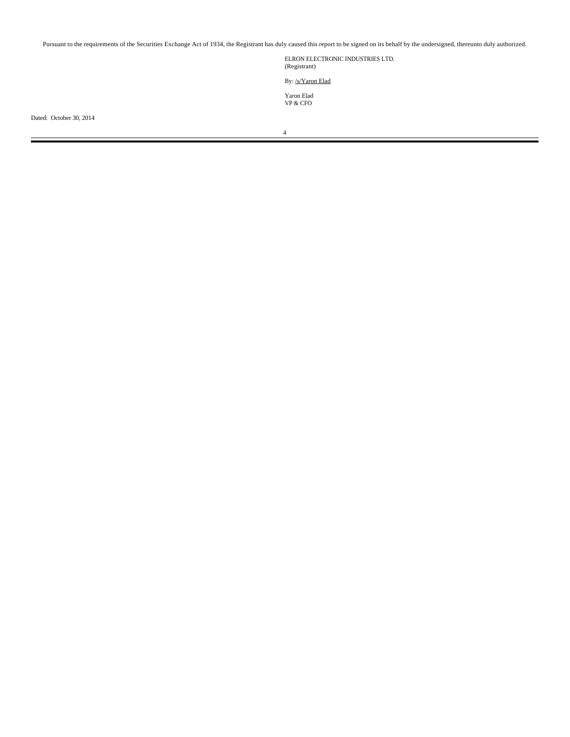Pursuant to the requirements of the Securities Exchange Act of 1934, the Registrant has duly caused this report to be signed on its behalf by the undersigned, thereunto duly authorized.

ELRON ELECTRONIC INDUSTRIES LTD.
(Registrant)

By: /s/Yaron Elad

Yaron Elad
VP & CFO

Dated: October 30, 2014